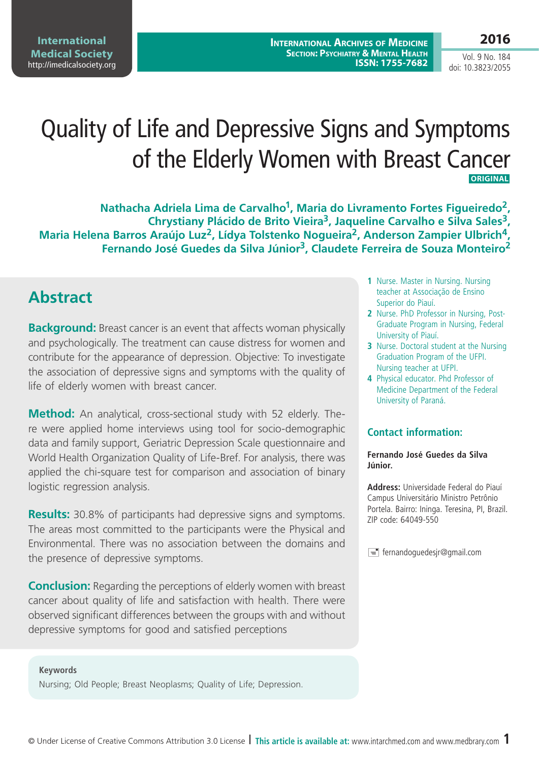# Quality of Life and Depressive Signs and Symptoms of the Elderly Women with Breast Cancer

ORIGINAL

**Nathacha Adriela Lima de Carvalho[1], Maria do Livramento Fortes Figueiredo[2], Chrystiany Plácido de Brito Vieira[3], Jaqueline Carvalho e Silva Sales[3], Maria Helena Barros Araújo Luz[2], Lídya Tolstenko Nogueira[2], Anderson Zampier Ulbrich[4], Fernando José Guedes da Silva Júnior[3], Claudete Ferreira de Souza Monteiro[2]**

1 Nurse. Master in Nursing. Nursing teacher at Associação de Ensino Superior do Piauí.

2 Nurse. PhD Professor in Nursing, Post-Graduate Program in Nursing, Federal University of Piauí.

3 Nurse. Doctoral student at the Nursing Graduation Program of the UFPI. Nursing teacher at UFPI.

4 Physical educator. Phd Professor of Medicine Department of the Federal University of Paraná.

## Abstract

**Background:** Breast cancer is an event that affects woman physically and psychologically. The treatment can cause distress for women and contribute for the appearance of depression. Objective: To investigate the association of depressive signs and symptoms with the quality of life of elderly women with breast cancer.

**Method:** An analytical, cross-sectional study with 52 elderly. There were applied home interviews using tool for socio-demographic data and family support, Geriatric Depression Scale questionnaire and World Health Organization Quality of Life-Bref. For analysis, there was applied the chi-square test for comparison and association of binary logistic regression analysis.

**Results:** 30.8% of participants had depressive signs and symptoms. The areas most committed to the participants were the Physical and Environmental. There was no association between the domains and the presence of depressive symptoms.

**Conclusion:** Regarding the perceptions of elderly women with breast cancer about quality of life and satisfaction with health. There were observed significant differences between the groups with and without depressive symptoms for good and satisfied perceptions

**Keywords**

Nursing; Old People; Breast Neoplasms; Quality of Life; Depression.

### Contact information:

**Fernando José Guedes da Silva Júnior.**

**Address:** Universidade Federal do Piauí Campus Universitário Ministro Petrônio Portela. Bairro: Ininga. Teresina, PI, Brazil. ZIP code: 64049-550

fernandoguedesjr@gmail.com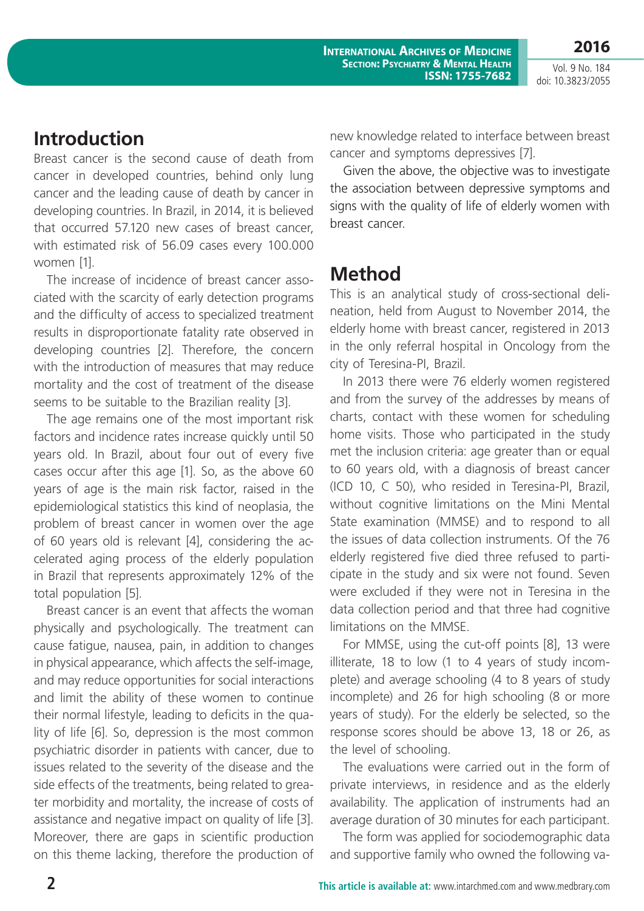## Introduction

Breast cancer is the second cause of death from cancer in developed countries, behind only lung cancer and the leading cause of death by cancer in developing countries. In Brazil, in 2014, it is believed that occurred 57.120 new cases of breast cancer, with estimated risk of 56.09 cases every 100.000 women [1].

The increase of incidence of breast cancer associated with the scarcity of early detection programs and the difficulty of access to specialized treatment results in disproportionate fatality rate observed in developing countries [2]. Therefore, the concern with the introduction of measures that may reduce mortality and the cost of treatment of the disease seems to be suitable to the Brazilian reality [3].

The age remains one of the most important risk factors and incidence rates increase quickly until 50 years old. In Brazil, about four out of every five cases occur after this age [1]. So, as the above 60 years of age is the main risk factor, raised in the epidemiological statistics this kind of neoplasia, the problem of breast cancer in women over the age of 60 years old is relevant [4], considering the accelerated aging process of the elderly population in Brazil that represents approximately 12% of the total population [5].

Breast cancer is an event that affects the woman physically and psychologically. The treatment can cause fatigue, nausea, pain, in addition to changes in physical appearance, which affects the self-image, and may reduce opportunities for social interactions and limit the ability of these women to continue their normal lifestyle, leading to deficits in the quality of life [6]. So, depression is the most common psychiatric disorder in patients with cancer, due to issues related to the severity of the disease and the side effects of the treatments, being related to greater morbidity and mortality, the increase of costs of assistance and negative impact on quality of life [3]. Moreover, there are gaps in scientific production on this theme lacking, therefore the production of new knowledge related to interface between breast cancer and symptoms depressives [7].

Given the above, the objective was to investigate the association between depressive symptoms and signs with the quality of life of elderly women with breast cancer.

## Method

This is an analytical study of cross-sectional delineation, held from August to November 2014, the elderly home with breast cancer, registered in 2013 in the only referral hospital in Oncology from the city of Teresina-PI, Brazil.

In 2013 there were 76 elderly women registered and from the survey of the addresses by means of charts, contact with these women for scheduling home visits. Those who participated in the study met the inclusion criteria: age greater than or equal to 60 years old, with a diagnosis of breast cancer (ICD 10, C 50), who resided in Teresina-PI, Brazil, without cognitive limitations on the Mini Mental State examination (MMSE) and to respond to all the issues of data collection instruments. Of the 76 elderly registered five died three refused to participate in the study and six were not found. Seven were excluded if they were not in Teresina in the data collection period and that three had cognitive limitations on the MMSE.

For MMSE, using the cut-off points [8], 13 were illiterate, 18 to low (1 to 4 years of study incomplete) and average schooling (4 to 8 years of study incomplete) and 26 for high schooling (8 or more years of study). For the elderly be selected, so the response scores should be above 13, 18 or 26, as the level of schooling.

The evaluations were carried out in the form of private interviews, in residence and as the elderly availability. The application of instruments had an average duration of 30 minutes for each participant.

The form was applied for sociodemographic data and supportive family who owned the following va-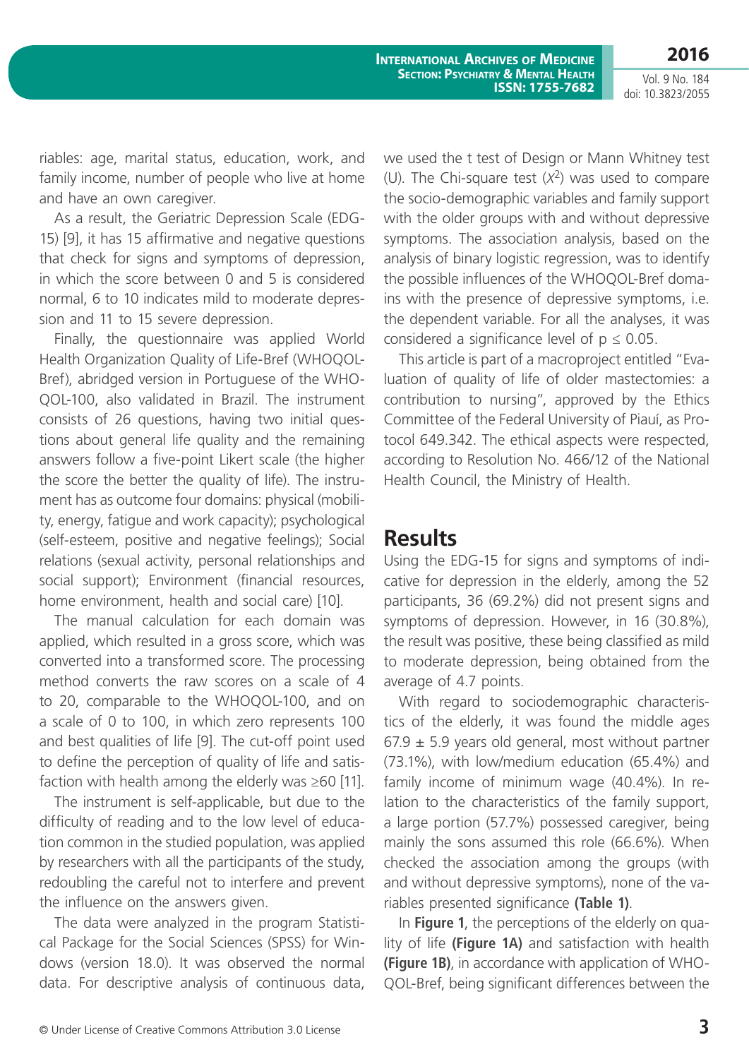riables: age, marital status, education, work, and family income, number of people who live at home and have an own caregiver.

As a result, the Geriatric Depression Scale (EDG-15) [9], it has 15 affirmative and negative questions that check for signs and symptoms of depression, in which the score between 0 and 5 is considered normal, 6 to 10 indicates mild to moderate depression and 11 to 15 severe depression.

Finally, the questionnaire was applied World Health Organization Quality of Life-Bref (WHOQOL-Bref), abridged version in Portuguese of the WHOQOL-100, also validated in Brazil. The instrument consists of 26 questions, having two initial questions about general life quality and the remaining answers follow a five-point Likert scale (the higher the score the better the quality of life). The instrument has as outcome four domains: physical (mobility, energy, fatigue and work capacity); psychological (self-esteem, positive and negative feelings); Social relations (sexual activity, personal relationships and social support); Environment (financial resources, home environment, health and social care) [10].

The manual calculation for each domain was applied, which resulted in a gross score, which was converted into a transformed score. The processing method converts the raw scores on a scale of 4 to 20, comparable to the WHOQOL-100, and on a scale of 0 to 100, in which zero represents 100 and best qualities of life [9]. The cut-off point used to define the perception of quality of life and satisfaction with health among the elderly was ≥60 [11].

The instrument is self-applicable, but due to the difficulty of reading and to the low level of education common in the studied population, was applied by researchers with all the participants of the study, redoubling the careful not to interfere and prevent the influence on the answers given.

The data were analyzed in the program Statistical Package for the Social Sciences (SPSS) for Windows (version 18.0). It was observed the normal data. For descriptive analysis of continuous data, we used the t test of Design or Mann Whitney test (U). The Chi-square test ($X^2$) was used to compare the socio-demographic variables and family support with the older groups with and without depressive symptoms. The association analysis, based on the analysis of binary logistic regression, was to identify the possible influences of the WHOQOL-Bref domains with the presence of depressive symptoms, i.e. the dependent variable. For all the analyses, it was considered a significance level of $p \leq 0.05$.

This article is part of a macroproject entitled "Evaluation of quality of life of older mastectomies: a contribution to nursing", approved by the Ethics Committee of the Federal University of Piauí, as Protocol 649.342. The ethical aspects were respected, according to Resolution No. 466/12 of the National Health Council, the Ministry of Health.

## Results

Using the EDG-15 for signs and symptoms of indicative for depression in the elderly, among the 52 participants, 36 (69.2%) did not present signs and symptoms of depression. However, in 16 (30.8%), the result was positive, these being classified as mild to moderate depression, being obtained from the average of 4.7 points.

With regard to sociodemographic characteristics of the elderly, it was found the middle ages 67.9 ± 5.9 years old general, most without partner (73.1%), with low/medium education (65.4%) and family income of minimum wage (40.4%). In relation to the characteristics of the family support, a large portion (57.7%) possessed caregiver, being mainly the sons assumed this role (66.6%). When checked the association among the groups (with and without depressive symptoms), none of the variables presented significance **(Table 1)**.

In **Figure 1**, the perceptions of the elderly on quality of life **(Figure 1A)** and satisfaction with health **(Figure 1B)**, in accordance with application of WHOQOL-Bref, being significant differences between the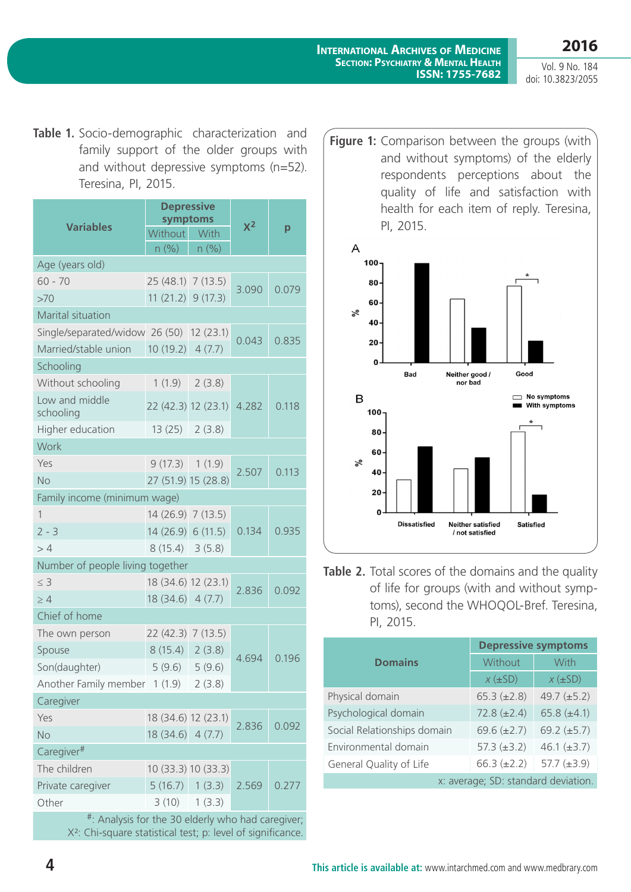**Table 1.** Socio-demographic characterization and family support of the older groups with and without depressive symptoms (n=52). Teresina, PI, 2015.

| Variables | Depressive symptoms | | $X^2$ | p |
|---|---|---|---|---|
| | Without | With | | |
| | n (%) | n (%) | | |
| Age (years old) | | | | |
| 60 - 70 | 25 (48.1) | 7 (13.5) | 3.090 | 0.079 |
| >70 | 11 (21.2) | 9 (17.3) | | |
| Marital situation | | | | |
| Single/separated/widow | 26 (50) | 12 (23.1) | 0.043 | 0.835 |
| Married/stable union | 10 (19.2) | 4 (7.7) | | |
| Schooling | | | | |
| Without schooling | 1 (1.9) | 2 (3.8) | 4.282 | 0.118 |
| Low and middle schooling | 22 (42.3) | 12 (23.1) | | |
| Higher education | 13 (25) | 2 (3.8) | | |
| Work | | | | |
| Yes | 9 (17.3) | 1 (1.9) | 2.507 | 0.113 |
| No | 27 (51.9) | 15 (28.8) | | |
| Family income (minimum wage) | | | | |
| 1 | 14 (26.9) | 7 (13.5) | 0.134 | 0.935 |
| 2 - 3 | 14 (26.9) | 6 (11.5) | | |
| > 4 | 8 (15.4) | 3 (5.8) | | |
| Number of people living together | | | | |
| ≤ 3 | 18 (34.6) | 12 (23.1) | 2.836 | 0.092 |
| ≥ 4 | 18 (34.6) | 4 (7.7) | | |
| Chief of home | | | | |
| The own person | 22 (42.3) | 7 (13.5) | 4.694 | 0.196 |
| Spouse | 8 (15.4) | 2 (3.8) | | |
| Son(daughter) | 5 (9.6) | 5 (9.6) | | |
| Another Family member | 1 (1.9) | 2 (3.8) | | |
| Caregiver | | | | |
| Yes | 18 (34.6) | 12 (23.1) | 2.836 | 0.092 |
| No | 18 (34.6) | 4 (7.7) | | |
| Caregiver# | | | | |
| The children | 10 (33.3) | 10 (33.3) | 2.569 | 0.277 |
| Private caregiver | 5 (16.7) | 1 (3.3) | | |
| Other | 3 (10) | 1 (3.3) | | |

#: Analysis for the 30 elderly who had caregiver; $X^2$: Chi-square statistical test; p: level of significance.

**Figure 1:** Comparison between the groups (with and without symptoms) of the elderly respondents perceptions about the quality of life and satisfaction with health for each item of reply. Teresina, PI, 2015.

**Table 2.** Total scores of the domains and the quality of life for groups (with and without symptoms), second the WHOQOL-Bref. Teresina, PI, 2015.

| Domains | Depressive symptoms | |
|---|---|---|
| | Without | With |
| | $\bar{x}$ (±SD) | $\bar{x}$ (±SD) |
| Physical domain | 65.3 (±2.8) | 49.7 (±5.2) |
| Psychological domain | 72.8 (±2.4) | 65.8 (±4.1) |
| Social Relationships domain | 69.6 (±2.7) | 69.2 (±5.7) |
| Environmental domain | 57.3 (±3.2) | 46.1 (±3.7) |
| General Quality of Life | 66.3 (±2.2) | 57.7 (±3.9) |

x: average; SD: standard deviation.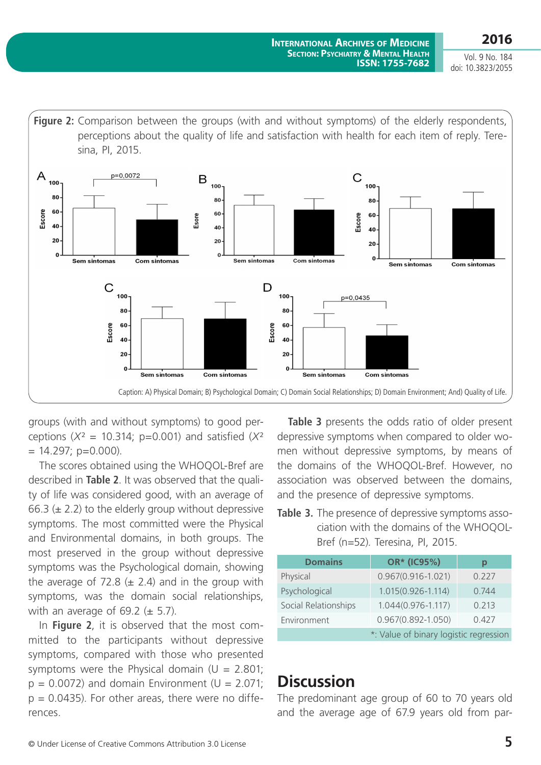**Figure 2:** Comparison between the groups (with and without symptoms) of the elderly respondents, perceptions about the quality of life and satisfaction with health for each item of reply. Teresina, PI, 2015.

Caption: A) Physical Domain; B) Psychological Domain; C) Domain Social Relationships; D) Domain Environment; And) Quality of Life.

groups (with and without symptoms) to good perceptions ($X^2$ = 10.314; p=0.001) and satisfied ($X^2$ = 14.297; p=0.000).

The scores obtained using the WHOQOL-Bref are described in **Table 2**. It was observed that the quality of life was considered good, with an average of 66.3 (± 2.2) to the elderly group without depressive symptoms. The most committed were the Physical and Environmental domains, in both groups. The most preserved in the group without depressive symptoms was the Psychological domain, showing the average of 72.8 (± 2.4) and in the group with symptoms, was the domain social relationships, with an average of 69.2 (± 5.7).

In **Figure 2**, it is observed that the most committed to the participants without depressive symptoms, compared with those who presented symptoms were the Physical domain (U = 2.801; p = 0.0072) and domain Environment (U = 2.071; p = 0.0435). For other areas, there were no differences.

**Table 3** presents the odds ratio of older present depressive symptoms when compared to older women without depressive symptoms, by means of the domains of the WHOQOL-Bref. However, no association was observed between the domains, and the presence of depressive symptoms.

**Table 3.** The presence of depressive symptoms association with the domains of the WHOQOL-Bref (n=52). Teresina, PI, 2015.

| Domains | OR* (IC95%) | p |
|---|---|---|
| Physical | 0.967(0.916-1.021) | 0.227 |
| Psychological | 1.015(0.926-1.114) | 0.744 |
| Social Relationships | 1.044(0.976-1.117) | 0.213 |
| Environment | 0.967(0.892-1.050) | 0.427 |

*: Value of binary logistic regression

# Discussion

The predominant age group of 60 to 70 years old and the average age of 67.9 years old from par-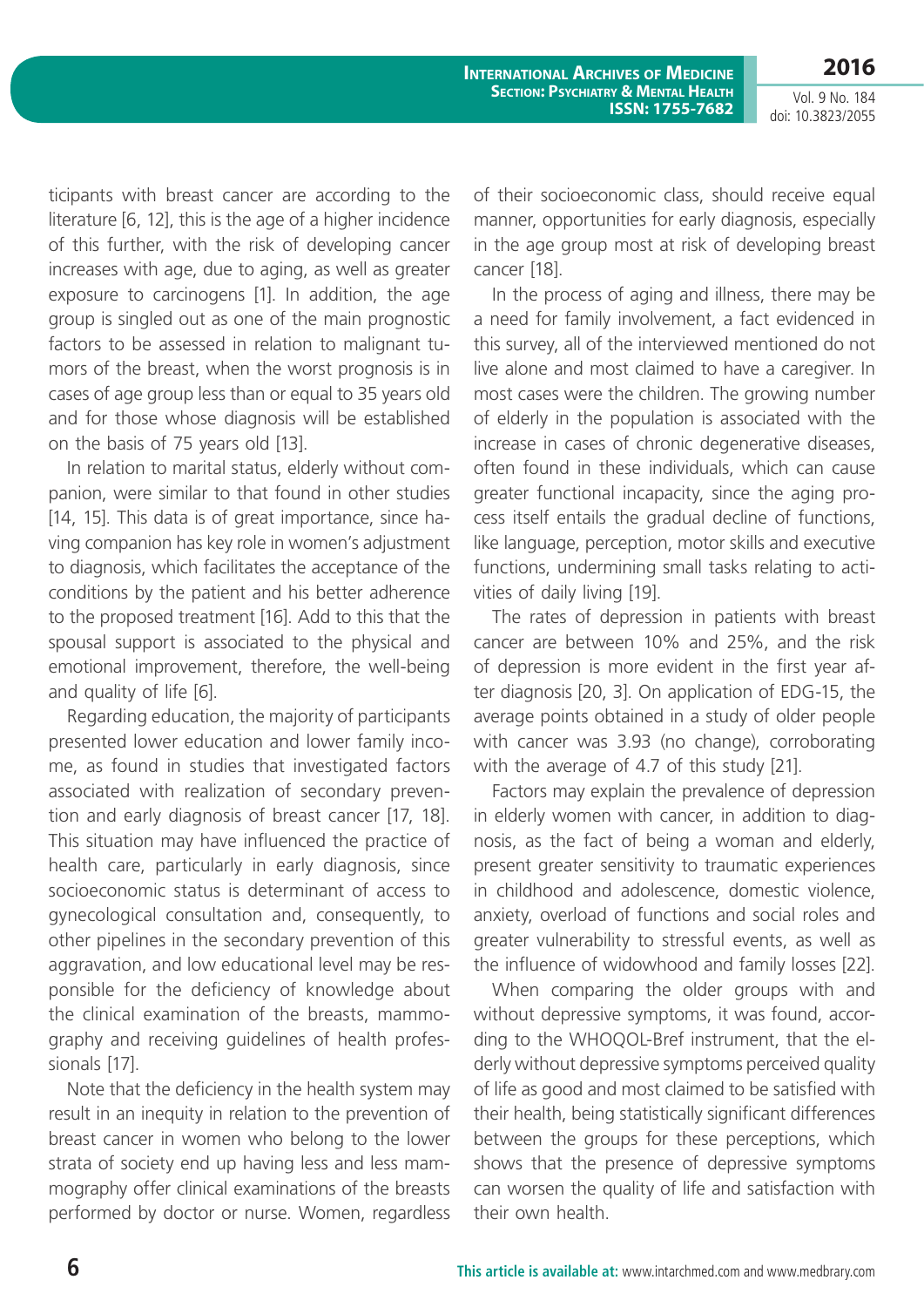ticipants with breast cancer are according to the literature [6, 12], this is the age of a higher incidence of this further, with the risk of developing cancer increases with age, due to aging, as well as greater exposure to carcinogens [1]. In addition, the age group is singled out as one of the main prognostic factors to be assessed in relation to malignant tumors of the breast, when the worst prognosis is in cases of age group less than or equal to 35 years old and for those whose diagnosis will be established on the basis of 75 years old [13].

In relation to marital status, elderly without companion, were similar to that found in other studies [14, 15]. This data is of great importance, since having companion has key role in women's adjustment to diagnosis, which facilitates the acceptance of the conditions by the patient and his better adherence to the proposed treatment [16]. Add to this that the spousal support is associated to the physical and emotional improvement, therefore, the well-being and quality of life [6].

Regarding education, the majority of participants presented lower education and lower family income, as found in studies that investigated factors associated with realization of secondary prevention and early diagnosis of breast cancer [17, 18]. This situation may have influenced the practice of health care, particularly in early diagnosis, since socioeconomic status is determinant of access to gynecological consultation and, consequently, to other pipelines in the secondary prevention of this aggravation, and low educational level may be responsible for the deficiency of knowledge about the clinical examination of the breasts, mammography and receiving guidelines of health professionals [17].

Note that the deficiency in the health system may result in an inequity in relation to the prevention of breast cancer in women who belong to the lower strata of society end up having less and less mammography offer clinical examinations of the breasts performed by doctor or nurse. Women, regardless of their socioeconomic class, should receive equal manner, opportunities for early diagnosis, especially in the age group most at risk of developing breast cancer [18].

In the process of aging and illness, there may be a need for family involvement, a fact evidenced in this survey, all of the interviewed mentioned do not live alone and most claimed to have a caregiver. In most cases were the children. The growing number of elderly in the population is associated with the increase in cases of chronic degenerative diseases, often found in these individuals, which can cause greater functional incapacity, since the aging process itself entails the gradual decline of functions, like language, perception, motor skills and executive functions, undermining small tasks relating to activities of daily living [19].

The rates of depression in patients with breast cancer are between 10% and 25%, and the risk of depression is more evident in the first year after diagnosis [20, 3]. On application of EDG-15, the average points obtained in a study of older people with cancer was 3.93 (no change), corroborating with the average of 4.7 of this study [21].

Factors may explain the prevalence of depression in elderly women with cancer, in addition to diagnosis, as the fact of being a woman and elderly, present greater sensitivity to traumatic experiences in childhood and adolescence, domestic violence, anxiety, overload of functions and social roles and greater vulnerability to stressful events, as well as the influence of widowhood and family losses [22].

When comparing the older groups with and without depressive symptoms, it was found, according to the WHOQOL-Bref instrument, that the elderly without depressive symptoms perceived quality of life as good and most claimed to be satisfied with their health, being statistically significant differences between the groups for these perceptions, which shows that the presence of depressive symptoms can worsen the quality of life and satisfaction with their own health.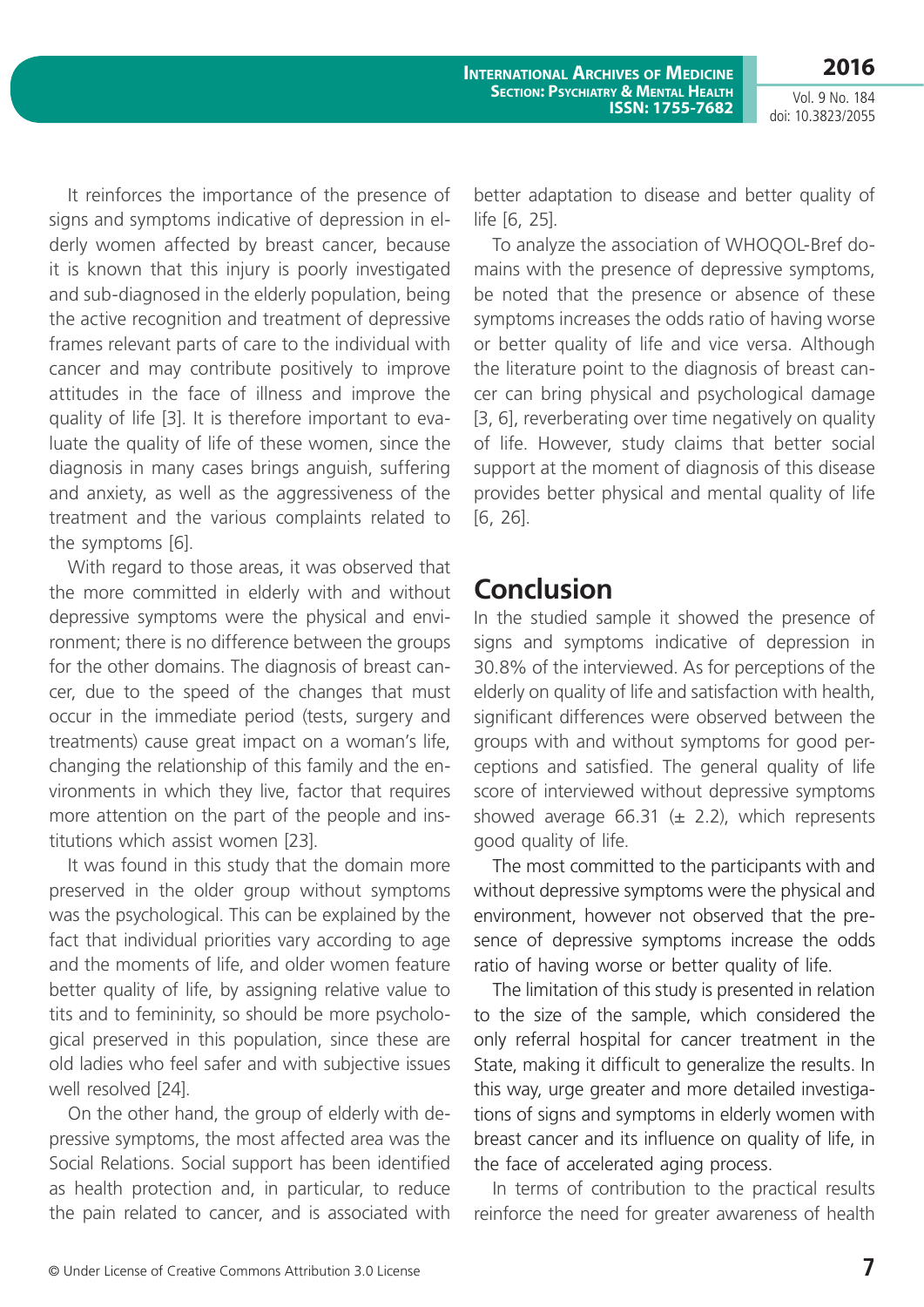It reinforces the importance of the presence of signs and symptoms indicative of depression in elderly women affected by breast cancer, because it is known that this injury is poorly investigated and sub-diagnosed in the elderly population, being the active recognition and treatment of depressive frames relevant parts of care to the individual with cancer and may contribute positively to improve attitudes in the face of illness and improve the quality of life [3]. It is therefore important to evaluate the quality of life of these women, since the diagnosis in many cases brings anguish, suffering and anxiety, as well as the aggressiveness of the treatment and the various complaints related to the symptoms [6].

With regard to those areas, it was observed that the more committed in elderly with and without depressive symptoms were the physical and environment; there is no difference between the groups for the other domains. The diagnosis of breast cancer, due to the speed of the changes that must occur in the immediate period (tests, surgery and treatments) cause great impact on a woman's life, changing the relationship of this family and the environments in which they live, factor that requires more attention on the part of the people and institutions which assist women [23].

It was found in this study that the domain more preserved in the older group without symptoms was the psychological. This can be explained by the fact that individual priorities vary according to age and the moments of life, and older women feature better quality of life, by assigning relative value to tits and to femininity, so should be more psychological preserved in this population, since these are old ladies who feel safer and with subjective issues well resolved [24].

On the other hand, the group of elderly with depressive symptoms, the most affected area was the Social Relations. Social support has been identified as health protection and, in particular, to reduce the pain related to cancer, and is associated with better adaptation to disease and better quality of life [6, 25].

To analyze the association of WHOQOL-Bref domains with the presence of depressive symptoms, be noted that the presence or absence of these symptoms increases the odds ratio of having worse or better quality of life and vice versa. Although the literature point to the diagnosis of breast cancer can bring physical and psychological damage [3, 6], reverberating over time negatively on quality of life. However, study claims that better social support at the moment of diagnosis of this disease provides better physical and mental quality of life [6, 26].

## Conclusion

In the studied sample it showed the presence of signs and symptoms indicative of depression in 30.8% of the interviewed. As for perceptions of the elderly on quality of life and satisfaction with health, significant differences were observed between the groups with and without symptoms for good perceptions and satisfied. The general quality of life score of interviewed without depressive symptoms showed average 66.31 (± 2.2), which represents good quality of life.

The most committed to the participants with and without depressive symptoms were the physical and environment, however not observed that the presence of depressive symptoms increase the odds ratio of having worse or better quality of life.

The limitation of this study is presented in relation to the size of the sample, which considered the only referral hospital for cancer treatment in the State, making it difficult to generalize the results. In this way, urge greater and more detailed investigations of signs and symptoms in elderly women with breast cancer and its influence on quality of life, in the face of accelerated aging process.

In terms of contribution to the practical results reinforce the need for greater awareness of health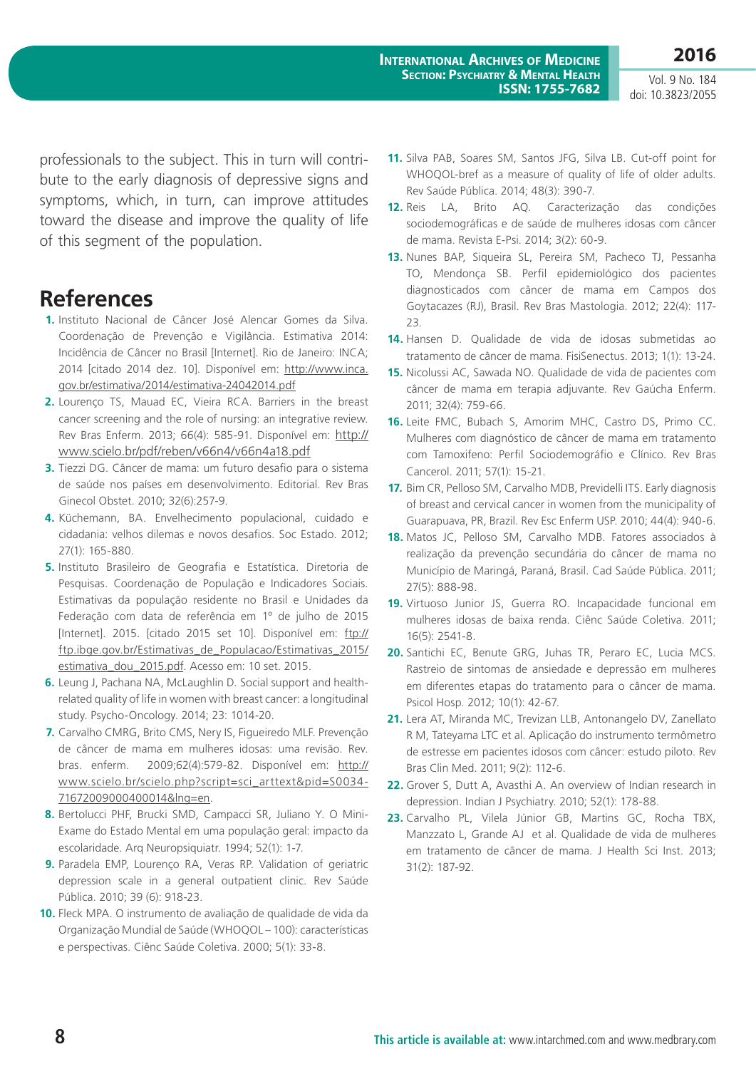professionals to the subject. This in turn will contribute to the early diagnosis of depressive signs and symptoms, which, in turn, can improve attitudes toward the disease and improve the quality of life of this segment of the population.

## References

1. Instituto Nacional de Câncer José Alencar Gomes da Silva. Coordenação de Prevenção e Vigilância. Estimativa 2014: Incidência de Câncer no Brasil [Internet]. Rio de Janeiro: INCA; 2014 [citado 2014 dez. 10]. Disponível em: http://www.inca.gov.br/estimativa/2014/estimativa-24042014.pdf
2. Lourenço TS, Mauad EC, Vieira RCA. Barriers in the breast cancer screening and the role of nursing: an integrative review. Rev Bras Enferm. 2013; 66(4): 585-91. Disponível em: http://www.scielo.br/pdf/reben/v66n4/v66n4a18.pdf
3. Tiezzi DG. Câncer de mama: um futuro desafio para o sistema de saúde nos países em desenvolvimento. Editorial. Rev Bras Ginecol Obstet. 2010; 32(6):257-9.
4. Küchemann, BA. Envelhecimento populacional, cuidado e cidadania: velhos dilemas e novos desafios. Soc Estado. 2012; 27(1): 165-880.
5. Instituto Brasileiro de Geografia e Estatística. Diretoria de Pesquisas. Coordenação de População e Indicadores Sociais. Estimativas da população residente no Brasil e Unidades da Federação com data de referência em 1º de julho de 2015 [Internet]. 2015. [citado 2015 set 10]. Disponível em: ftp://ftp.ibge.gov.br/Estimativas_de_Populacao/Estimativas_2015/estimativa_dou_2015.pdf. Acesso em: 10 set. 2015.
6. Leung J, Pachana NA, McLaughlin D. Social support and health-related quality of life in women with breast cancer: a longitudinal study. Psycho-Oncology. 2014; 23: 1014-20.
7. Carvalho CMRG, Brito CMS, Nery IS, Figueiredo MLF. Prevenção de câncer de mama em mulheres idosas: uma revisão. Rev. bras. enferm. 2009;62(4):579-82. Disponível em: http://www.scielo.br/scielo.php?script=sci_arttext&pid=S0034-71672009000400014&lng=en.
8. Bertolucci PHF, Brucki SMD, Campacci SR, Juliano Y. O Mini-Exame do Estado Mental em uma população geral: impacto da escolaridade. Arq Neuropsiquiatr. 1994; 52(1): 1-7.
9. Paradela EMP, Lourenço RA, Veras RP. Validation of geriatric depression scale in a general outpatient clinic. Rev Saúde Pública. 2010; 39 (6): 918-23.
10. Fleck MPA. O instrumento de avaliação de qualidade de vida da Organização Mundial de Saúde (WHOQOL – 100): características e perspectivas. Ciênc Saúde Coletiva. 2000; 5(1): 33-8.
11. Silva PAB, Soares SM, Santos JFG, Silva LB. Cut-off point for WHOQOL-bref as a measure of quality of life of older adults. Rev Saúde Pública. 2014; 48(3): 390-7.
12. Reis LA, Brito AQ. Caracterização das condições sociodemográficas e de saúde de mulheres idosas com câncer de mama. Revista E-Psi. 2014; 3(2): 60-9.
13. Nunes BAP, Siqueira SL, Pereira SM, Pacheco TJ, Pessanha TO, Mendonça SB. Perfil epidemiológico dos pacientes diagnosticados com câncer de mama em Campos dos Goytacazes (RJ), Brasil. Rev Bras Mastologia. 2012; 22(4): 117-23.
14. Hansen D. Qualidade de vida de idosas submetidas ao tratamento de câncer de mama. FisiSenectus. 2013; 1(1): 13-24.
15. Nicolussi AC, Sawada NO. Qualidade de vida de pacientes com câncer de mama em terapia adjuvante. Rev Gaúcha Enferm. 2011; 32(4): 759-66.
16. Leite FMC, Bubach S, Amorim MHC, Castro DS, Primo CC. Mulheres com diagnóstico de câncer de mama em tratamento com Tamoxifeno: Perfil Sociodemográfio e Clínico. Rev Bras Cancerol. 2011; 57(1): 15-21.
17. Bim CR, Pelloso SM, Carvalho MDB, Previdelli ITS. Early diagnosis of breast and cervical cancer in women from the municipality of Guarapuava, PR, Brazil. Rev Esc Enferm USP. 2010; 44(4): 940-6.
18. Matos JC, Pelloso SM, Carvalho MDB. Fatores associados à realização da prevenção secundária do câncer de mama no Município de Maringá, Paraná, Brasil. Cad Saúde Pública. 2011; 27(5): 888-98.
19. Virtuoso Junior JS, Guerra RO. Incapacidade funcional em mulheres idosas de baixa renda. Ciênc Saúde Coletiva. 2011; 16(5): 2541-8.
20. Santichi EC, Benute GRG, Juhas TR, Peraro EC, Lucia MCS. Rastreio de sintomas de ansiedade e depressão em mulheres em diferentes etapas do tratamento para o câncer de mama. Psicol Hosp. 2012; 10(1): 42-67.
21. Lera AT, Miranda MC, Trevizan LLB, Antonangelo DV, Zanellato R M, Tateyama LTC et al. Aplicação do instrumento termômetro de estresse em pacientes idosos com câncer: estudo piloto. Rev Bras Clin Med. 2011; 9(2): 112-6.
22. Grover S, Dutt A, Avasthi A. An overview of Indian research in depression. Indian J Psychiatry. 2010; 52(1): 178-88.
23. Carvalho PL, Vilela Júnior GB, Martins GC, Rocha TBX, Manzzato L, Grande AJ et al. Qualidade de vida de mulheres em tratamento de câncer de mama. J Health Sci Inst. 2013; 31(2): 187-92.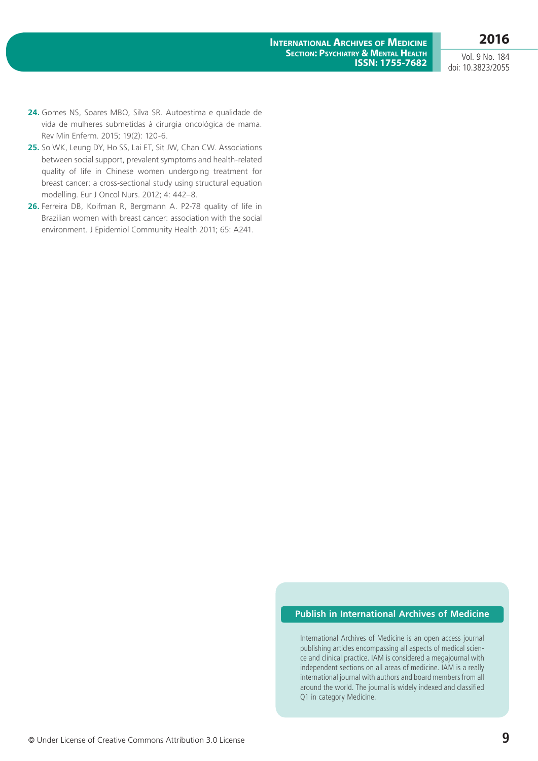24. Gomes NS, Soares MBO, Silva SR. Autoestima e qualidade de vida de mulheres submetidas à cirurgia oncológica de mama. Rev Min Enferm. 2015; 19(2): 120-6.
25. So WK, Leung DY, Ho SS, Lai ET, Sit JW, Chan CW. Associations between social support, prevalent symptoms and health-related quality of life in Chinese women undergoing treatment for breast cancer: a cross-sectional study using structural equation modelling. Eur J Oncol Nurs. 2012; 4: 442–8.
26. Ferreira DB, Koifman R, Bergmann A. P2-78 quality of life in Brazilian women with breast cancer: association with the social environment. J Epidemiol Community Health 2011; 65: A241.

**Publish in International Archives of Medicine**

International Archives of Medicine is an open access journal publishing articles encompassing all aspects of medical science and clinical practice. IAM is considered a megajournal with independent sections on all areas of medicine. IAM is a really international journal with authors and board members from all around the world. The journal is widely indexed and classified Q1 in category Medicine.

© Under License of Creative Commons Attribution 3.0 License